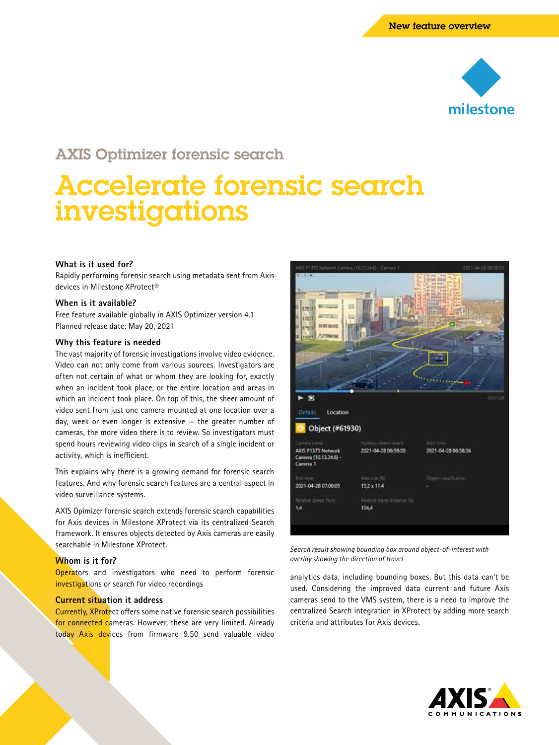New feature overview

AXIS Optimizer forensic search

# Accelerate forensic search investigations

### What is it used for?

Rapidly performing forensic search using metadata sent from Axis devices in Milestone XProtect®

### When is it available?

Free feature available globally in AXIS Optimizer version 4.1
Planned release date: May 20, 2021

### Why this feature is needed

The vast majority of forensic investigations involve video evidence. Video can not only come from various sources. Investigators are often not certain of what or whom they are looking for, exactly when an incident took place, or the entire location and areas in which an incident took place. On top of this, the sheer amount of video sent from just one camera mounted at one location over a day, week or even longer is extensive – the greater number of cameras, the more video there is to review. So investigators must spend hours reviewing video clips in search of a single incident or activity, which is inefficient.

This explains why there is a growing demand for forensic search features. And why forensic search features are a central aspect in video surveillance systems.

AXIS Opimizer forensic search extends forensic search capabilities for Axis devices in Milestone XProtect via its centralized Search framework. It ensures objects detected by Axis cameras are easily searchable in Milestone XProtect.

### Whom is it for?

Operators and investigators who need to perform forensic investigations or search for video recordings

### Current situation it address

Currently, XProtect offers some native forensic search possibilities for connected cameras. However, these are very limited. Already today Axis devices from firmware 9.50 send valuable video analytics data, including bounding boxes. But this data can't be used. Considering the improved data current and future Axis cameras send to the VMS system, there is a need to improve the centralized Search integration in XProtect by adding more search criteria and attributes for Axis devices.

*Search result showing bounding box around object-of-interest with overlay showing the direction of travel*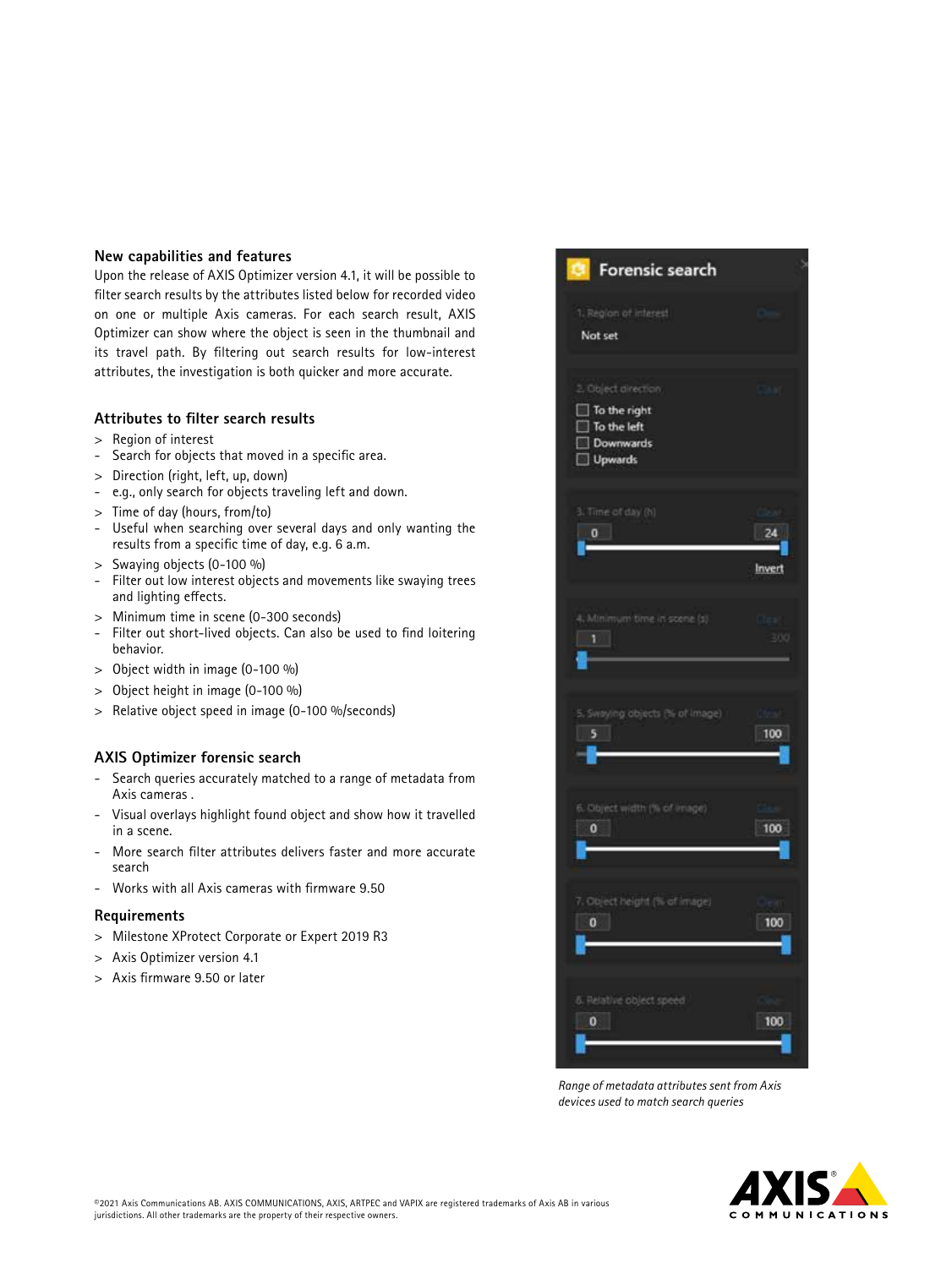## New capabilities and features

Upon the release of AXIS Optimizer version 4.1, it will be possible to filter search results by the attributes listed below for recorded video on one or multiple Axis cameras. For each search result, AXIS Optimizer can show where the object is seen in the thumbnail and its travel path. By filtering out search results for low-interest attributes, the investigation is both quicker and more accurate.

## Attributes to filter search results

> Region of interest
- Search for objects that moved in a specific area.

> Direction (right, left, up, down)
- e.g., only search for objects traveling left and down.

> Time of day (hours, from/to)
- Useful when searching over several days and only wanting the results from a specific time of day, e.g. 6 a.m.

> Swaying objects (0-100 %)
- Filter out low interest objects and movements like swaying trees and lighting effects.

> Minimum time in scene (0-300 seconds)
- Filter out short-lived objects. Can also be used to find loitering behavior.

> Object width in image (0-100 %)

> Object height in image (0-100 %)

> Relative object speed in image (0-100 %/seconds)

## AXIS Optimizer forensic search

- Search queries accurately matched to a range of metadata from Axis cameras .
- Visual overlays highlight found object and show how it travelled in a scene.
- More search filter attributes delivers faster and more accurate search
- Works with all Axis cameras with firmware 9.50

## Requirements

> Milestone XProtect Corporate or Expert 2019 R3

> Axis Optimizer version 4.1

> Axis firmware 9.50 or later

Forensic search

1. Region of interest
Not set

2. Object direction
To the right
To the left
Downwards
Upwards

3. Time of day (h)
0
24
Invert

4. Minimum time in scene (s)
1
300

5. Swaying objects (% of image)
5
100

6. Object width (% of image)
0
100

7. Object height (% of image)
0
100

8. Relative object speed
0
100

*Range of metadata attributes sent from Axis devices used to match search queries*

©2021 Axis Communications AB. AXIS COMMUNICATIONS, AXIS, ARTPEC and VAPIX are registered trademarks of Axis AB in various jurisdictions. All other trademarks are the property of their respective owners.